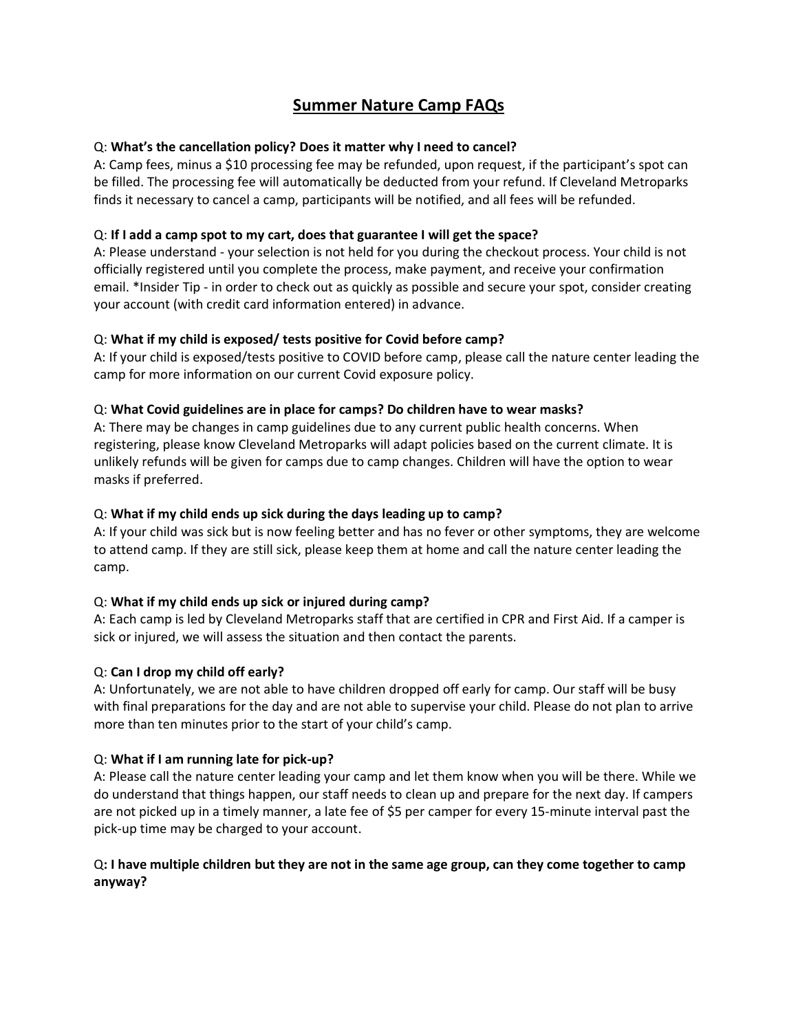# Summary Nature Camp FAQs

Q: **What's the cancellation policy? Does it matter why I need to cancel?**
A: Camp fees, minus a $10 processing fee may be refunded, upon request, if the participant's spot can be filled. The processing fee will automatically be deducted from your refund. If Cleveland Metroparks finds it necessary to cancel a camp, participants will be notified, and all fees will be refunded.

Q: **If I add a camp spot to my cart, does that guarantee I will get the space?**
A: Please understand - your selection is not held for you during the checkout process. Your child is not officially registered until you complete the process, make payment, and receive your confirmation email. *Insider Tip - in order to check out as quickly as possible and secure your spot, consider creating your account (with credit card information entered) in advance.

Q: **What if my child is exposed/ tests positive for Covid before camp?**
A: If your child is exposed/tests positive to COVID before camp, please call the nature center leading the camp for more information on our current Covid exposure policy.

Q: **What Covid guidelines are in place for camps? Do children have to wear masks?**
A: There may be changes in camp guidelines due to any current public health concerns. When registering, please know Cleveland Metroparks will adapt policies based on the current climate. It is unlikely refunds will be given for camps due to camp changes. Children will have the option to wear masks if preferred.

Q: **What if my child ends up sick during the days leading up to camp?**
A: If your child was sick but is now feeling better and has no fever or other symptoms, they are welcome to attend camp. If they are still sick, please keep them at home and call the nature center leading the camp.

Q: **What if my child ends up sick or injured during camp?**
A: Each camp is led by Cleveland Metroparks staff that are certified in CPR and First Aid. If a camper is sick or injured, we will assess the situation and then contact the parents.

Q: **Can I drop my child off early?**
A: Unfortunately, we are not able to have children dropped off early for camp. Our staff will be busy with final preparations for the day and are not able to supervise your child. Please do not plan to arrive more than ten minutes prior to the start of your child's camp.

Q: **What if I am running late for pick-up?**
A: Please call the nature center leading your camp and let them know when you will be there. While we do understand that things happen, our staff needs to clean up and prepare for the next day. If campers are not picked up in a timely manner, a late fee of $5 per camper for every 15-minute interval past the pick-up time may be charged to your account.

Q**: I have multiple children but they are not in the same age group, can they come together to camp anyway?**

# Summer Nature Camp FAQs

Q: **What's the cancellation policy? Does it matter why I need to cancel?**
A: Camp fees, minus a $10 processing fee may be refunded, upon request, if the participant's spot can be filled. The processing fee will automatically be deducted from your refund. If Cleveland Metroparks finds it necessary to cancel a camp, participants will be notified, and all fees will be refunded.

Q: **If I add a camp spot to my cart, does that guarantee I will get the space?**
A: Please understand - your selection is not held for you during the checkout process. Your child is not officially registered until you complete the process, make payment, and receive your confirmation email. *Insider Tip - in order to check out as quickly as possible and secure your spot, consider creating your account (with credit card information entered) in advance.

Q: **What if my child is exposed/ tests positive for Covid before camp?**
A: If your child is exposed/tests positive to COVID before camp, please call the nature center leading the camp for more information on our current Covid exposure policy.

Q: **What Covid guidelines are in place for camps? Do children have to wear masks?**
A: There may be changes in camp guidelines due to any current public health concerns. When registering, please know Cleveland Metroparks will adapt policies based on the current climate. It is unlikely refunds will be given for camps due to camp changes. Children will have the option to wear masks if preferred.

Q: **What if my child ends up sick during the days leading up to camp?**
A: If your child was sick but is now feeling better and has no fever or other symptoms, they are welcome to attend camp. If they are still sick, please keep them at home and call the nature center leading the camp.

Q: **What if my child ends up sick or injured during camp?**
A: Each camp is led by Cleveland Metroparks staff that are certified in CPR and First Aid. If a camper is sick or injured, we will assess the situation and then contact the parents.

Q: **Can I drop my child off early?**
A: Unfortunately, we are not able to have children dropped off early for camp. Our staff will be busy with final preparations for the day and are not able to supervise your child. Please do not plan to arrive more than ten minutes prior to the start of your child's camp.

Q: **What if I am running late for pick-up?**
A: Please call the nature center leading your camp and let them know when you will be there. While we do understand that things happen, our staff needs to clean up and prepare for the next day. If campers are not picked up in a timely manner, a late fee of $5 per camper for every 15-minute interval past the pick-up time may be charged to your account.

Q**: I have multiple children but they are not in the same age group, can they come together to camp anyway?**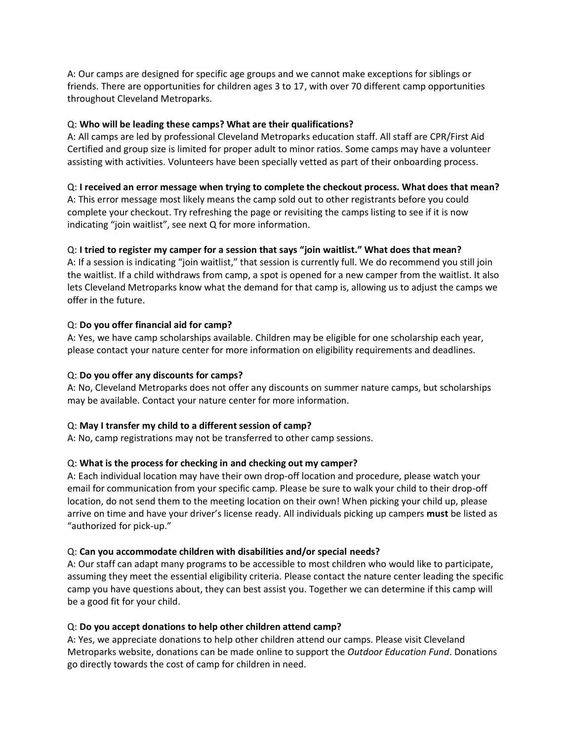A: Our camps are designed for specific age groups and we cannot make exceptions for siblings or friends. There are opportunities for children ages 3 to 17, with over 70 different camp opportunities throughout Cleveland Metroparks.

Q: **Who will be leading these camps? What are their qualifications?**
A: All camps are led by professional Cleveland Metroparks education staff. All staff are CPR/First Aid Certified and group size is limited for proper adult to minor ratios. Some camps may have a volunteer assisting with activities. Volunteers have been specially vetted as part of their onboarding process.

Q: **I received an error message when trying to complete the checkout process. What does that mean?**
A: This error message most likely means the camp sold out to other registrants before you could complete your checkout. Try refreshing the page or revisiting the camps listing to see if it is now indicating "join waitlist", see next Q for more information.

Q: **I tried to register my camper for a session that says "join waitlist." What does that mean?**
A: If a session is indicating "join waitlist," that session is currently full. We do recommend you still join the waitlist. If a child withdraws from camp, a spot is opened for a new camper from the waitlist. It also lets Cleveland Metroparks know what the demand for that camp is, allowing us to adjust the camps we offer in the future.

Q: **Do you offer financial aid for camp?**
A: Yes, we have camp scholarships available. Children may be eligible for one scholarship each year, please contact your nature center for more information on eligibility requirements and deadlines.

Q: **Do you offer any discounts for camps?**
A: No, Cleveland Metroparks does not offer any discounts on summer nature camps, but scholarships may be available. Contact your nature center for more information.

Q: **May I transfer my child to a different session of camp?**
A: No, camp registrations may not be transferred to other camp sessions.

Q: **What is the process for checking in and checking out my camper?**
A: Each individual location may have their own drop-off location and procedure, please watch your email for communication from your specific camp. Please be sure to walk your child to their drop-off location, do not send them to the meeting location on their own! When picking your child up, please arrive on time and have your driver's license ready. All individuals picking up campers **must** be listed as "authorized for pick-up."

Q: **Can you accommodate children with disabilities and/or special needs?**
A: Our staff can adapt many programs to be accessible to most children who would like to participate, assuming they meet the essential eligibility criteria. Please contact the nature center leading the specific camp you have questions about, they can best assist you. Together we can determine if this camp will be a good fit for your child.

Q: **Do you accept donations to help other children attend camp?**
A: Yes, we appreciate donations to help other children attend our camps. Please visit Cleveland Metroparks website, donations can be made online to support the *Outdoor Education Fund*. Donations go directly towards the cost of camp for children in need.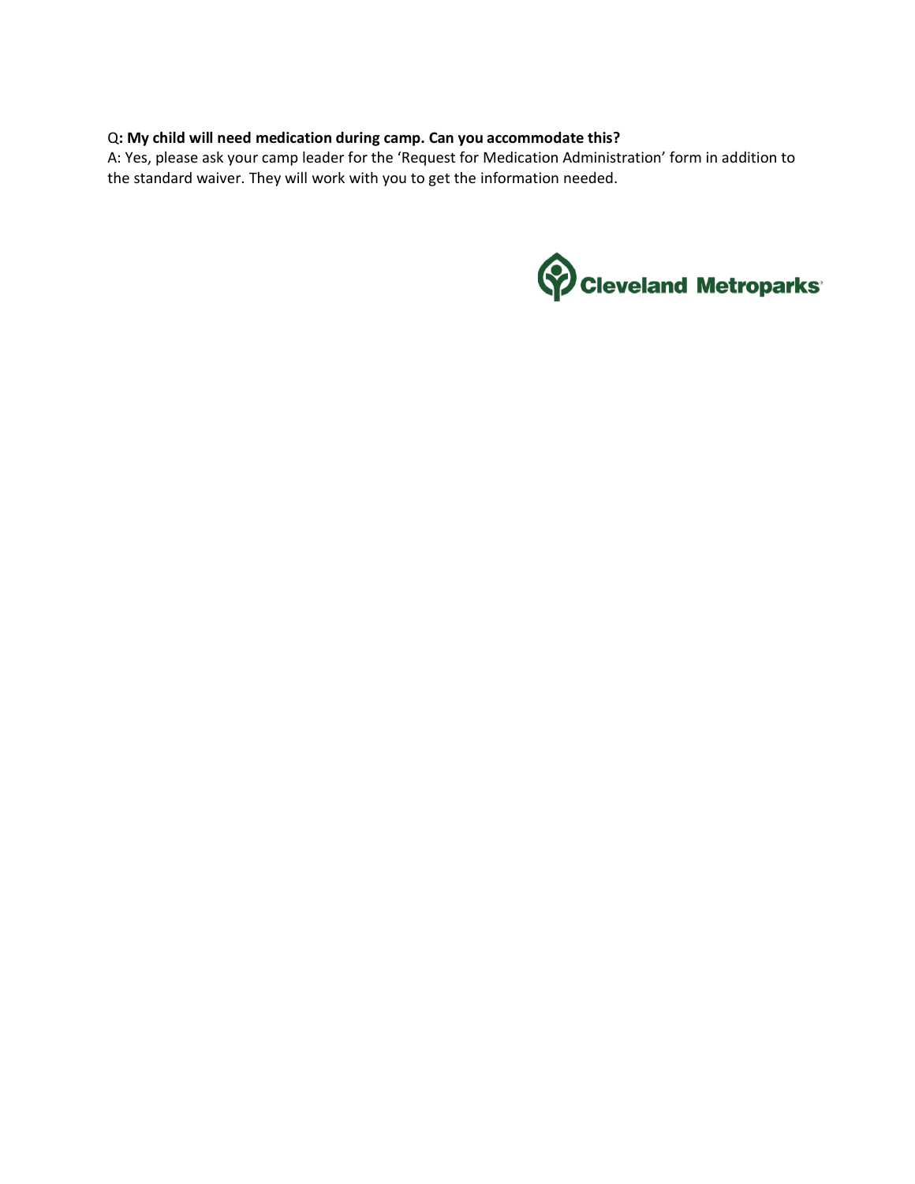Q**: My child will need medication during camp. Can you accommodate this?**
A: Yes, please ask your camp leader for the 'Request for Medication Administration' form in addition to the standard waiver. They will work with you to get the information needed.

Cleveland Metroparks